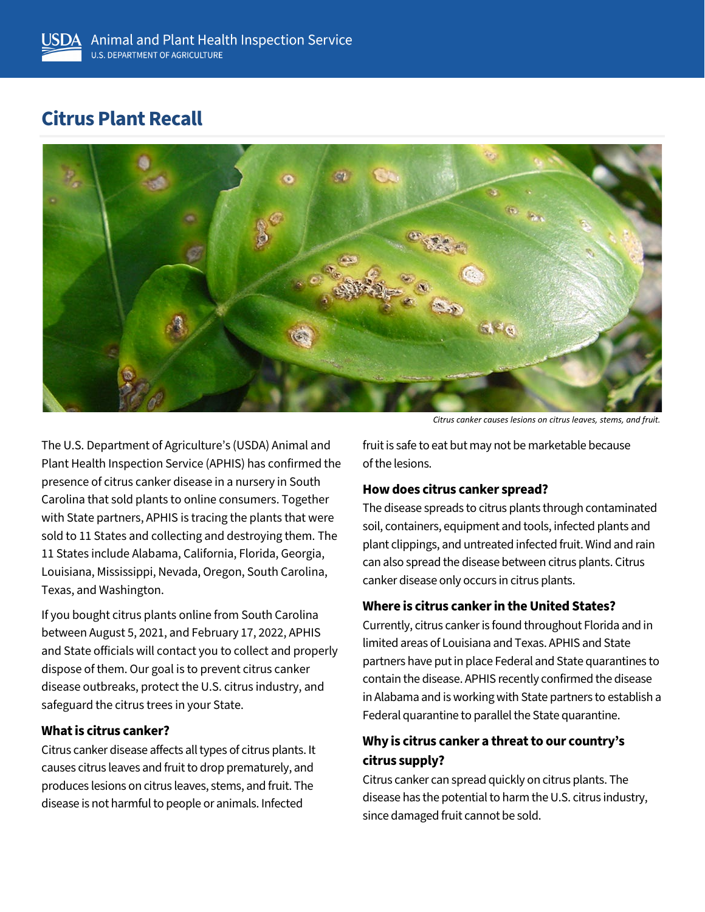# Citrus Plant Recall

*Citrus canker causes lesions on citrus leaves, stems, and fruit.*

The U.S. Department of Agriculture's (USDA) Animal and Plant Health Inspection Service (APHIS) has confirmed the presence of citrus canker disease in a nursery in South Carolina that sold plants to online consumers. Together with State partners, APHIS is tracing the plants that were sold to 11 States and collecting and destroying them. The 11 States include Alabama, California, Florida, Georgia, Louisiana, Mississippi, Nevada, Oregon, South Carolina, Texas, and Washington.

If you bought citrus plants online from South Carolina between August 5, 2021, and February 17, 2022, APHIS and State officials will contact you to collect and properly dispose of them. Our goal is to prevent citrus canker disease outbreaks, protect the U.S. citrus industry, and safeguard the citrus trees in your State.

### What is citrus canker?

Citrus canker disease affects all types of citrus plants. It causes citrus leaves and fruit to drop prematurely, and produces lesions on citrus leaves, stems, and fruit. The disease is not harmful to people or animals. Infected fruit is safe to eat but may not be marketable because of the lesions.

### How does citrus canker spread?

The disease spreads to citrus plants through contaminated soil, containers, equipment and tools, infected plants and plant clippings, and untreated infected fruit. Wind and rain can also spread the disease between citrus plants. Citrus canker disease only occurs in citrus plants.

### Where is citrus canker in the United States?

Currently, citrus canker is found throughout Florida and in limited areas of Louisiana and Texas. APHIS and State partners have put in place Federal and State quarantines to contain the disease. APHIS recently confirmed the disease in Alabama and is working with State partners to establish a Federal quarantine to parallel the State quarantine.

### Why is citrus canker a threat to our country's citrus supply?

Citrus canker can spread quickly on citrus plants. The disease has the potential to harm the U.S. citrus industry, since damaged fruit cannot be sold.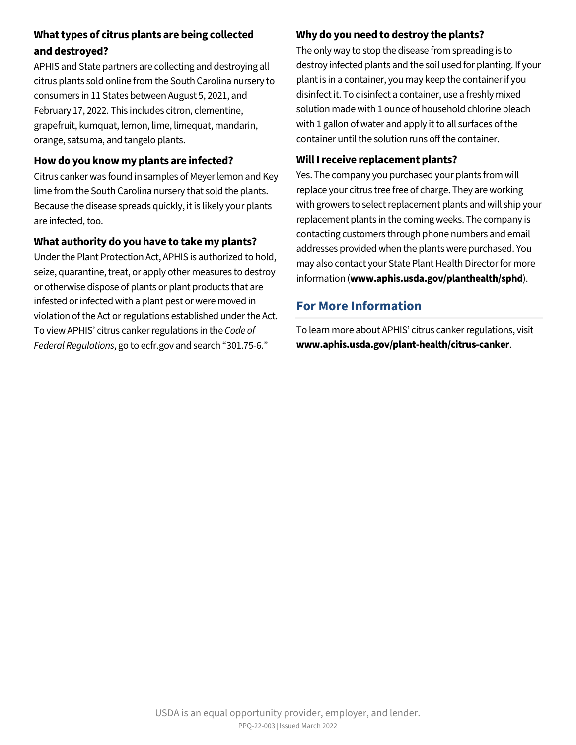### What types of citrus plants are being collected and destroyed?

APHIS and State partners are collecting and destroying all citrus plants sold online from the South Carolina nursery to consumers in 11 States between August 5, 2021, and February 17, 2022. This includes citron, clementine, grapefruit, kumquat, lemon, lime, limequat, mandarin, orange, satsuma, and tangelo plants.

### How do you know my plants are infected?

Citrus canker was found in samples of Meyer lemon and Key lime from the South Carolina nursery that sold the plants. Because the disease spreads quickly, it is likely your plants are infected, too.

### What authority do you have to take my plants?

Under the Plant Protection Act, APHIS is authorized to hold, seize, quarantine, treat, or apply other measures to destroy or otherwise dispose of plants or plant products that are infested or infected with a plant pest or were moved in violation of the Act or regulations established under the Act. To view APHIS' citrus canker regulations in the *Code of Federal Regulations*, go to ecfr.gov and search "301.75-6."

### Why do you need to destroy the plants?

The only way to stop the disease from spreading is to destroy infected plants and the soil used for planting. If your plant is in a container, you may keep the container if you disinfect it. To disinfect a container, use a freshly mixed solution made with 1 ounce of household chlorine bleach with 1 gallon of water and apply it to all surfaces of the container until the solution runs off the container.

### Will I receive replacement plants?

Yes. The company you purchased your plants from will replace your citrus tree free of charge. They are working with growers to select replacement plants and will ship your replacement plants in the coming weeks. The company is contacting customers through phone numbers and email addresses provided when the plants were purchased. You may also contact your State Plant Health Director for more information (**www.aphis.usda.gov/planthealth/sphd**).

## For More Information

To learn more about APHIS' citrus canker regulations, visit **www.aphis.usda.gov/plant-health/citrus-canker**.

USDA is an equal opportunity provider, employer, and lender.

PPQ-22-003 | Issued March 2022